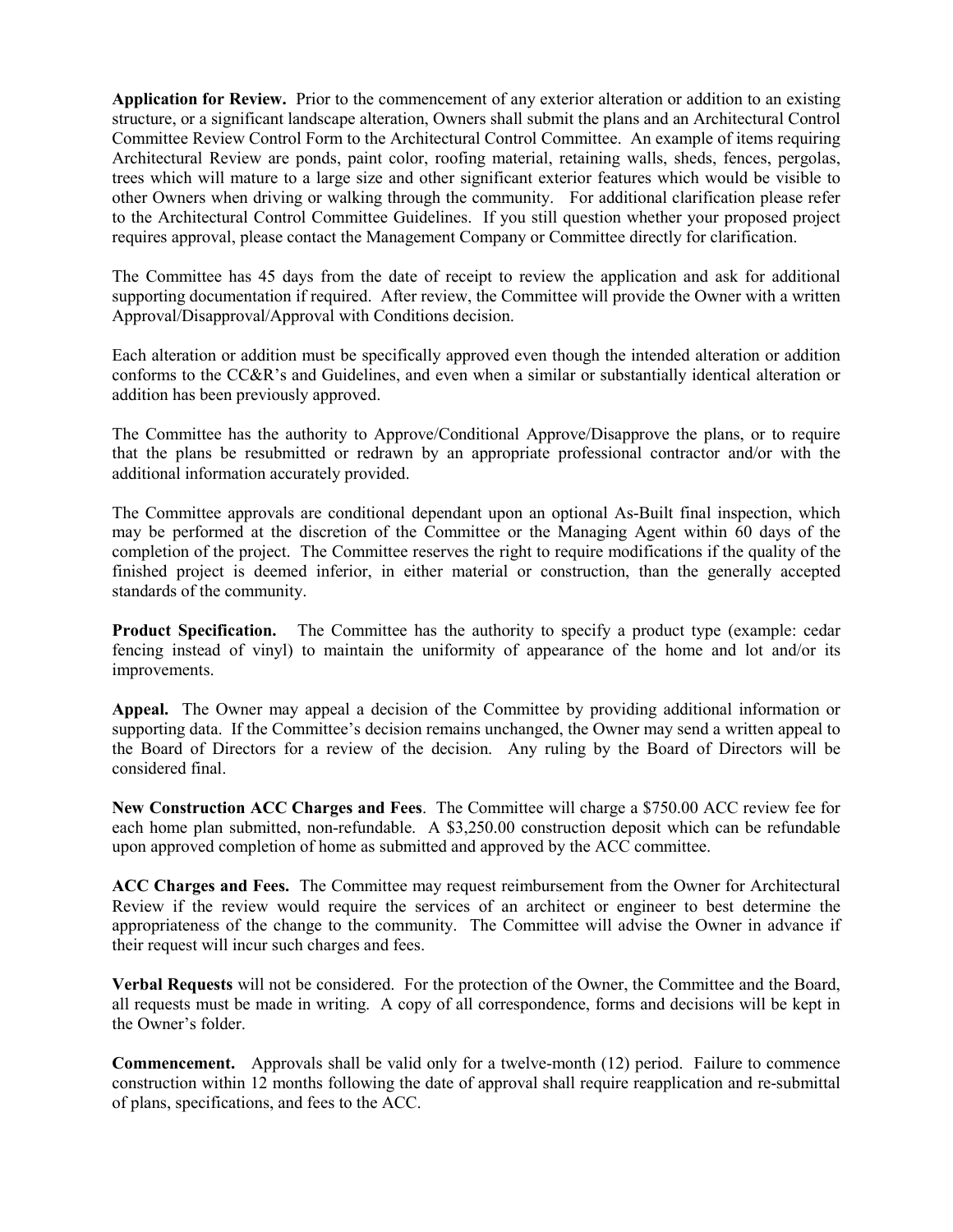**Application for Review.** Prior to the commencement of any exterior alteration or addition to an existing structure, or a significant landscape alteration, Owners shall submit the plans and an Architectural Control Committee Review Control Form to the Architectural Control Committee. An example of items requiring Architectural Review are ponds, paint color, roofing material, retaining walls, sheds, fences, pergolas, trees which will mature to a large size and other significant exterior features which would be visible to other Owners when driving or walking through the community. For additional clarification please refer to the Architectural Control Committee Guidelines. If you still question whether your proposed project requires approval, please contact the Management Company or Committee directly for clarification.

The Committee has 45 days from the date of receipt to review the application and ask for additional supporting documentation if required. After review, the Committee will provide the Owner with a written Approval/Disapproval/Approval with Conditions decision.

Each alteration or addition must be specifically approved even though the intended alteration or addition conforms to the CC&R's and Guidelines, and even when a similar or substantially identical alteration or addition has been previously approved.

The Committee has the authority to Approve/Conditional Approve/Disapprove the plans, or to require that the plans be resubmitted or redrawn by an appropriate professional contractor and/or with the additional information accurately provided.

The Committee approvals are conditional dependant upon an optional As-Built final inspection, which may be performed at the discretion of the Committee or the Managing Agent within 60 days of the completion of the project. The Committee reserves the right to require modifications if the quality of the finished project is deemed inferior, in either material or construction, than the generally accepted standards of the community.

**Product Specification.** The Committee has the authority to specify a product type (example: cedar fencing instead of vinyl) to maintain the uniformity of appearance of the home and lot and/or its improvements.

**Appeal.** The Owner may appeal a decision of the Committee by providing additional information or supporting data. If the Committee's decision remains unchanged, the Owner may send a written appeal to the Board of Directors for a review of the decision. Any ruling by the Board of Directors will be considered final.

**New Construction ACC Charges and Fees**. The Committee will charge a $750.00 ACC review fee for each home plan submitted, non-refundable. A $3,250.00 construction deposit which can be refundable upon approved completion of home as submitted and approved by the ACC committee.

**ACC Charges and Fees.** The Committee may request reimbursement from the Owner for Architectural Review if the review would require the services of an architect or engineer to best determine the appropriateness of the change to the community. The Committee will advise the Owner in advance if their request will incur such charges and fees.

**Verbal Requests** will not be considered. For the protection of the Owner, the Committee and the Board, all requests must be made in writing. A copy of all correspondence, forms and decisions will be kept in the Owner's folder.

**Commencement.** Approvals shall be valid only for a twelve-month (12) period. Failure to commence construction within 12 months following the date of approval shall require reapplication and re-submittal of plans, specifications, and fees to the ACC.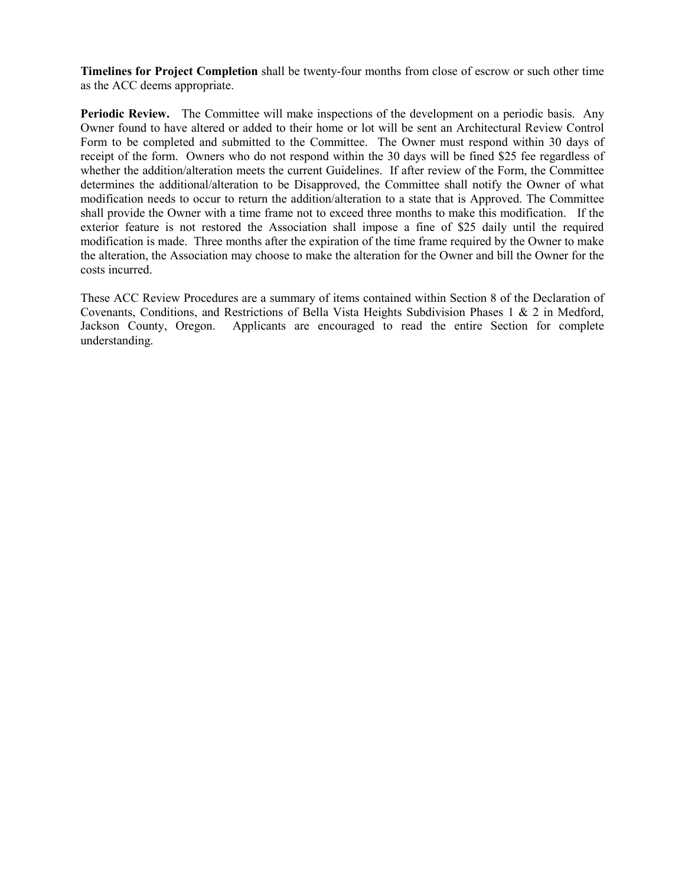**Timelines for Project Completion** shall be twenty-four months from close of escrow or such other time as the ACC deems appropriate.

**Periodic Review.** The Committee will make inspections of the development on a periodic basis. Any Owner found to have altered or added to their home or lot will be sent an Architectural Review Control Form to be completed and submitted to the Committee. The Owner must respond within 30 days of receipt of the form. Owners who do not respond within the 30 days will be fined $25 fee regardless of whether the addition/alteration meets the current Guidelines. If after review of the Form, the Committee determines the additional/alteration to be Disapproved, the Committee shall notify the Owner of what modification needs to occur to return the addition/alteration to a state that is Approved. The Committee shall provide the Owner with a time frame not to exceed three months to make this modification. If the exterior feature is not restored the Association shall impose a fine of $25 daily until the required modification is made. Three months after the expiration of the time frame required by the Owner to make the alteration, the Association may choose to make the alteration for the Owner and bill the Owner for the costs incurred.

These ACC Review Procedures are a summary of items contained within Section 8 of the Declaration of Covenants, Conditions, and Restrictions of Bella Vista Heights Subdivision Phases 1 & 2 in Medford, Jackson County, Oregon. Applicants are encouraged to read the entire Section for complete understanding.